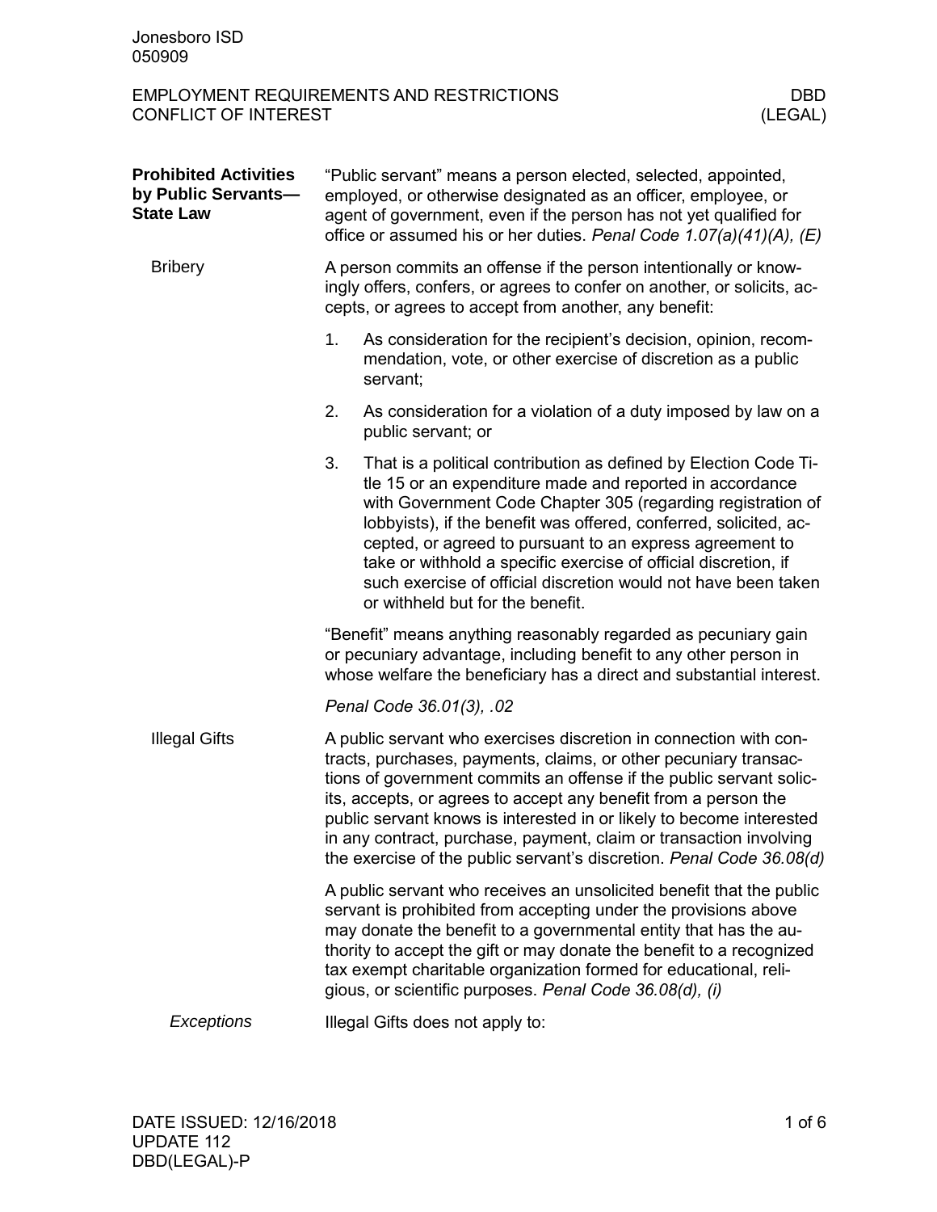Jonesboro ISD
050909

# EMPLOYMENT REQUIREMENTS AND RESTRICTIONS — CONFLICT OF INTEREST

DBD (LEGAL)

## Prohibited Activities by Public Servants—State Law

"Public servant" means a person elected, selected, appointed, employed, or otherwise designated as an officer, employee, or agent of government, even if the person has not yet qualified for office or assumed his or her duties. *Penal Code 1.07(a)(41)(A), (E)*

### Bribery

A person commits an offense if the person intentionally or knowingly offers, confers, or agrees to confer on another, or solicits, accepts, or agrees to accept from another, any benefit:

1. As consideration for the recipient's decision, opinion, recommendation, vote, or other exercise of discretion as a public servant;
2. As consideration for a violation of a duty imposed by law on a public servant; or
3. That is a political contribution as defined by Election Code Title 15 or an expenditure made and reported in accordance with Government Code Chapter 305 (regarding registration of lobbyists), if the benefit was offered, conferred, solicited, accepted, or agreed to pursuant to an express agreement to take or withhold a specific exercise of official discretion, if such exercise of official discretion would not have been taken or withheld but for the benefit.

"Benefit" means anything reasonably regarded as pecuniary gain or pecuniary advantage, including benefit to any other person in whose welfare the beneficiary has a direct and substantial interest.

*Penal Code 36.01(3), .02*

### Illegal Gifts

A public servant who exercises discretion in connection with contracts, purchases, payments, claims, or other pecuniary transactions of government commits an offense if the public servant solicits, accepts, or agrees to accept any benefit from a person the public servant knows is interested in or likely to become interested in any contract, purchase, payment, claim or transaction involving the exercise of the public servant's discretion. *Penal Code 36.08(d)*

A public servant who receives an unsolicited benefit that the public servant is prohibited from accepting under the provisions above may donate the benefit to a governmental entity that has the authority to accept the gift or may donate the benefit to a recognized tax exempt charitable organization formed for educational, religious, or scientific purposes. *Penal Code 36.08(d), (i)*

#### *Exceptions*

Illegal Gifts does not apply to: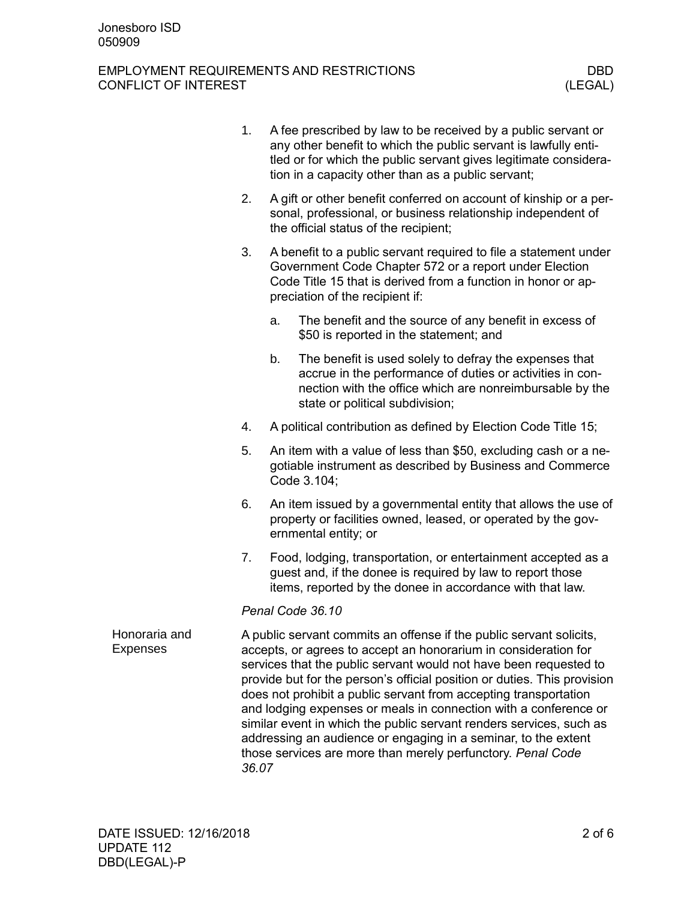1. A fee prescribed by law to be received by a public servant or any other benefit to which the public servant is lawfully entitled or for which the public servant gives legitimate consideration in a capacity other than as a public servant;
2. A gift or other benefit conferred on account of kinship or a personal, professional, or business relationship independent of the official status of the recipient;
3. A benefit to a public servant required to file a statement under Government Code Chapter 572 or a report under Election Code Title 15 that is derived from a function in honor or appreciation of the recipient if:
   a. The benefit and the source of any benefit in excess of $50 is reported in the statement; and
   b. The benefit is used solely to defray the expenses that accrue in the performance of duties or activities in connection with the office which are nonreimbursable by the state or political subdivision;
4. A political contribution as defined by Election Code Title 15;
5. An item with a value of less than $50, excluding cash or a negotiable instrument as described by Business and Commerce Code 3.104;
6. An item issued by a governmental entity that allows the use of property or facilities owned, leased, or operated by the governmental entity; or
7. Food, lodging, transportation, or entertainment accepted as a guest and, if the donee is required by law to report those items, reported by the donee in accordance with that law.

*Penal Code 36.10*

## Honoraria and Expenses

A public servant commits an offense if the public servant solicits, accepts, or agrees to accept an honorarium in consideration for services that the public servant would not have been requested to provide but for the person's official position or duties. This provision does not prohibit a public servant from accepting transportation and lodging expenses or meals in connection with a conference or similar event in which the public servant renders services, such as addressing an audience or engaging in a seminar, to the extent those services are more than merely perfunctory. *Penal Code 36.07*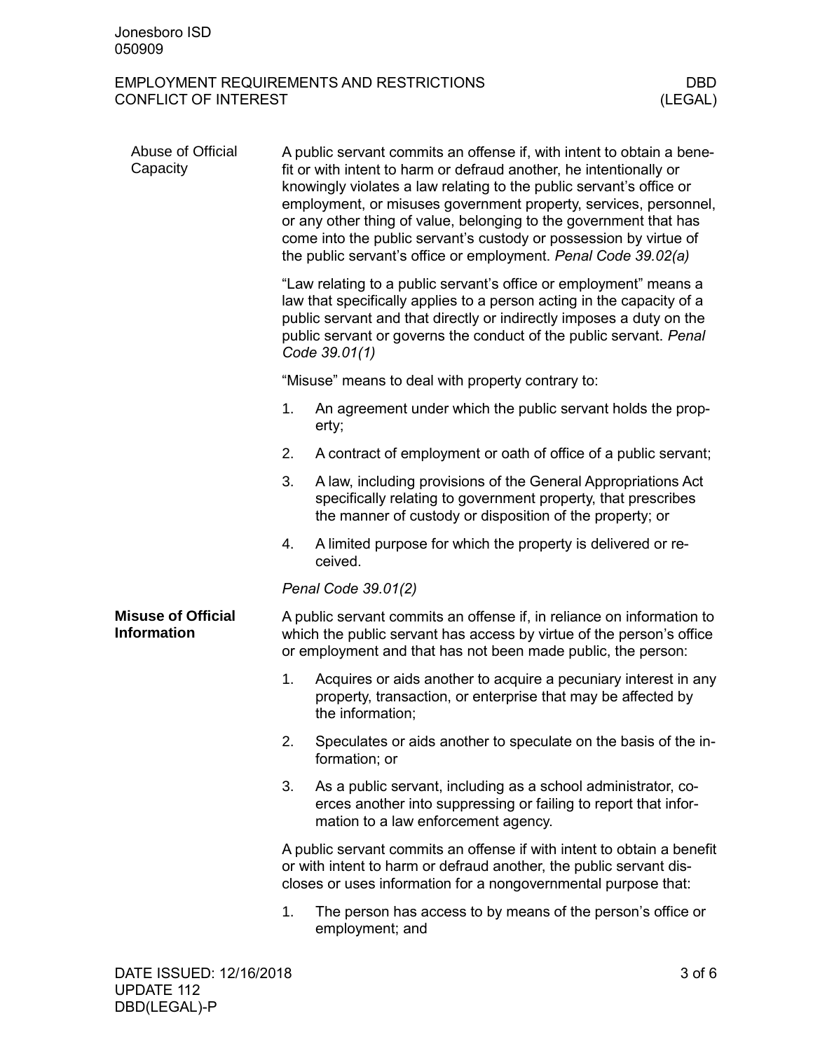## Abuse of Official Capacity

A public servant commits an offense if, with intent to obtain a benefit or with intent to harm or defraud another, he intentionally or knowingly violates a law relating to the public servant's office or employment, or misuses government property, services, personnel, or any other thing of value, belonging to the government that has come into the public servant's custody or possession by virtue of the public servant's office or employment. *Penal Code 39.02(a)*

"Law relating to a public servant's office or employment" means a law that specifically applies to a person acting in the capacity of a public servant and that directly or indirectly imposes a duty on the public servant or governs the conduct of the public servant. *Penal Code 39.01(1)*

"Misuse" means to deal with property contrary to:

1. An agreement under which the public servant holds the property;
2. A contract of employment or oath of office of a public servant;
3. A law, including provisions of the General Appropriations Act specifically relating to government property, that prescribes the manner of custody or disposition of the property; or
4. A limited purpose for which the property is delivered or received.

*Penal Code 39.01(2)*

## Misuse of Official Information

A public servant commits an offense if, in reliance on information to which the public servant has access by virtue of the person's office or employment and that has not been made public, the person:

1. Acquires or aids another to acquire a pecuniary interest in any property, transaction, or enterprise that may be affected by the information;
2. Speculates or aids another to speculate on the basis of the information; or
3. As a public servant, including as a school administrator, coerces another into suppressing or failing to report that information to a law enforcement agency.

A public servant commits an offense if with intent to obtain a benefit or with intent to harm or defraud another, the public servant discloses or uses information for a nongovernmental purpose that:

1. The person has access to by means of the person's office or employment; and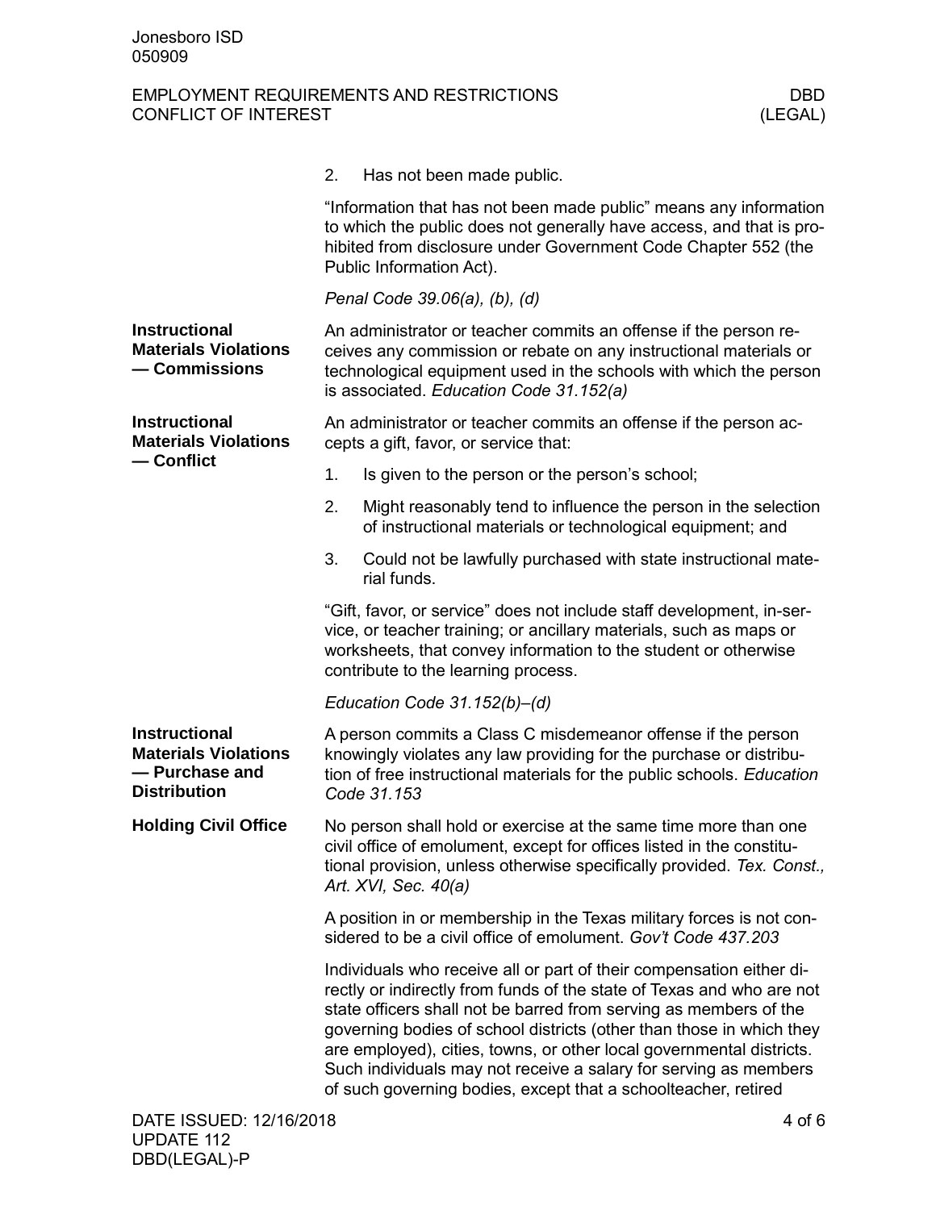2. Has not been made public.

"Information that has not been made public" means any information to which the public does not generally have access, and that is prohibited from disclosure under Government Code Chapter 552 (the Public Information Act).

*Penal Code 39.06(a), (b), (d)*

**Instructional Materials Violations — Commissions**

An administrator or teacher commits an offense if the person receives any commission or rebate on any instructional materials or technological equipment used in the schools with which the person is associated. *Education Code 31.152(a)*

**Instructional Materials Violations — Conflict**

An administrator or teacher commits an offense if the person accepts a gift, favor, or service that:

1. Is given to the person or the person's school;
2. Might reasonably tend to influence the person in the selection of instructional materials or technological equipment; and
3. Could not be lawfully purchased with state instructional material funds.

"Gift, favor, or service" does not include staff development, in-service, or teacher training; or ancillary materials, such as maps or worksheets, that convey information to the student or otherwise contribute to the learning process.

*Education Code 31.152(b)–(d)*

**Instructional Materials Violations — Purchase and Distribution**

A person commits a Class C misdemeanor offense if the person knowingly violates any law providing for the purchase or distribution of free instructional materials for the public schools. *Education Code 31.153*

**Holding Civil Office**

No person shall hold or exercise at the same time more than one civil office of emolument, except for offices listed in the constitutional provision, unless otherwise specifically provided. *Tex. Const., Art. XVI, Sec. 40(a)*

A position in or membership in the Texas military forces is not considered to be a civil office of emolument. *Gov't Code 437.203*

Individuals who receive all or part of their compensation either directly or indirectly from funds of the state of Texas and who are not state officers shall not be barred from serving as members of the governing bodies of school districts (other than those in which they are employed), cities, towns, or other local governmental districts. Such individuals may not receive a salary for serving as members of such governing bodies, except that a schoolteacher, retired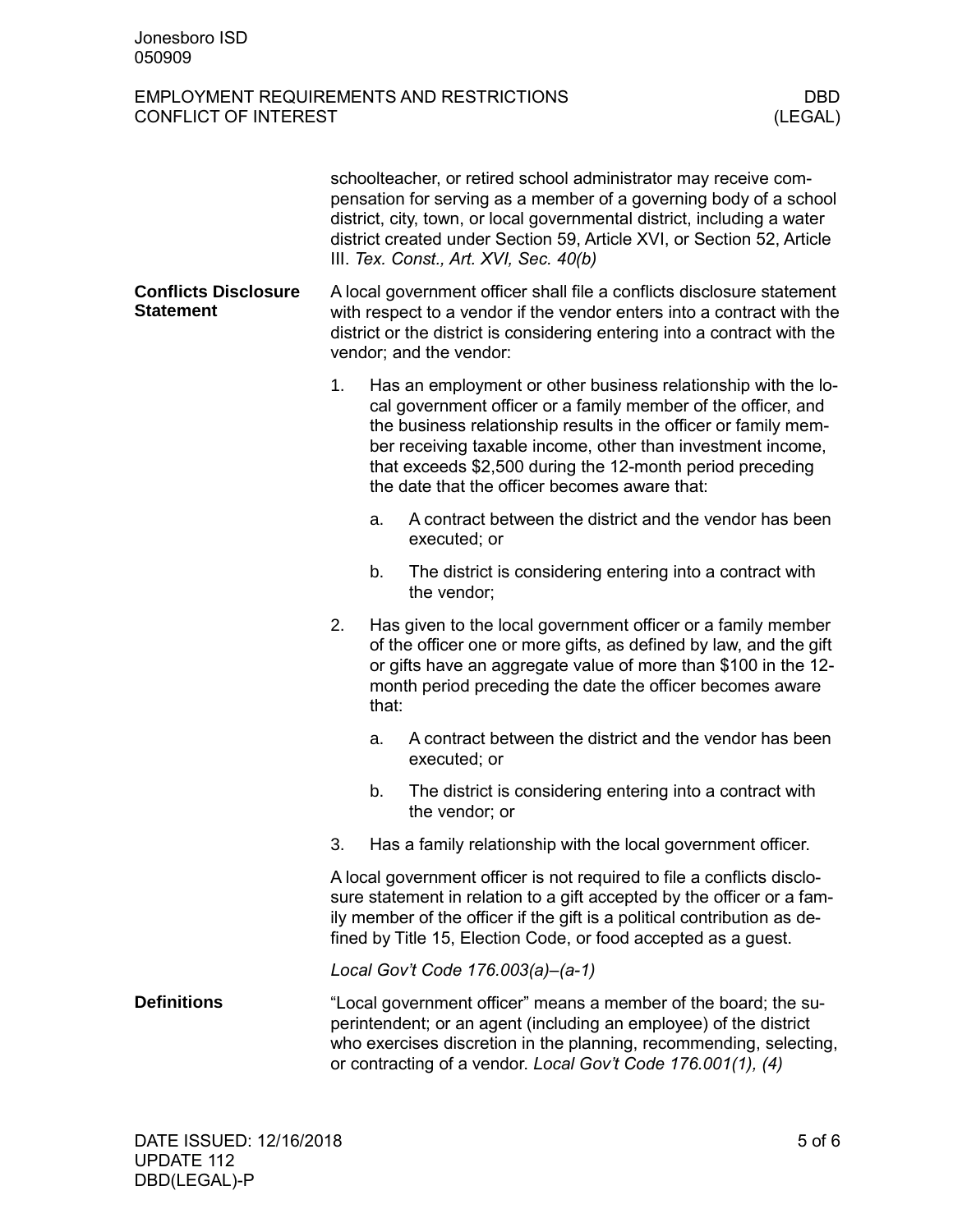schoolteacher, or retired school administrator may receive compensation for serving as a member of a governing body of a school district, city, town, or local governmental district, including a water district created under Section 59, Article XVI, or Section 52, Article III. *Tex. Const., Art. XVI, Sec. 40(b)*

## Conflicts Disclosure Statement

A local government officer shall file a conflicts disclosure statement with respect to a vendor if the vendor enters into a contract with the district or the district is considering entering into a contract with the vendor; and the vendor:

1. Has an employment or other business relationship with the local government officer or a family member of the officer, and the business relationship results in the officer or family member receiving taxable income, other than investment income, that exceeds $2,500 during the 12-month period preceding the date that the officer becomes aware that:
   a. A contract between the district and the vendor has been executed; or
   b. The district is considering entering into a contract with the vendor;
2. Has given to the local government officer or a family member of the officer one or more gifts, as defined by law, and the gift or gifts have an aggregate value of more than $100 in the 12-month period preceding the date the officer becomes aware that:
   a. A contract between the district and the vendor has been executed; or
   b. The district is considering entering into a contract with the vendor; or
3. Has a family relationship with the local government officer.

A local government officer is not required to file a conflicts disclosure statement in relation to a gift accepted by the officer or a family member of the officer if the gift is a political contribution as defined by Title 15, Election Code, or food accepted as a guest.

*Local Gov't Code 176.003(a)–(a-1)*

## Definitions

"Local government officer" means a member of the board; the superintendent; or an agent (including an employee) of the district who exercises discretion in the planning, recommending, selecting, or contracting of a vendor. *Local Gov't Code 176.001(1), (4)*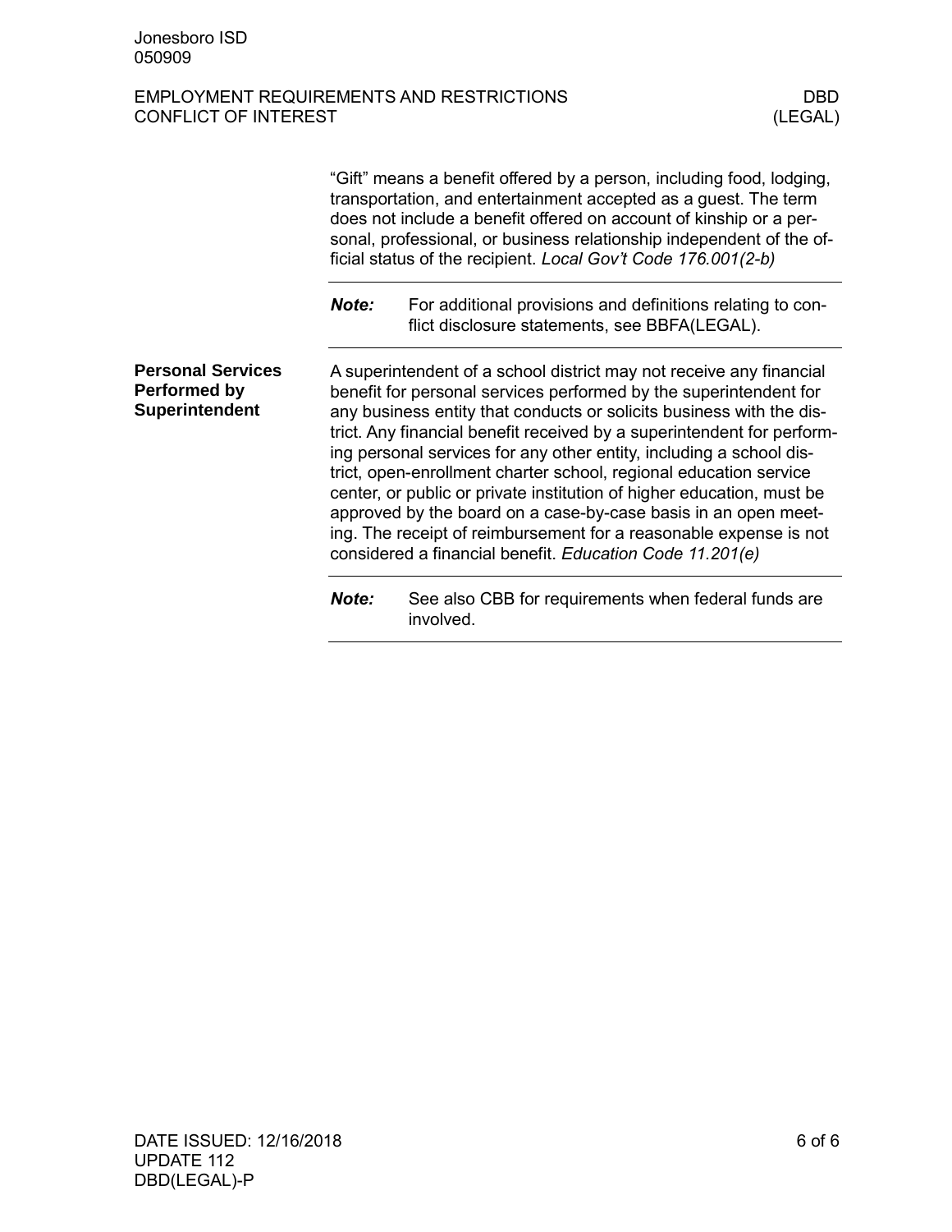"Gift" means a benefit offered by a person, including food, lodging, transportation, and entertainment accepted as a guest. The term does not include a benefit offered on account of kinship or a personal, professional, or business relationship independent of the official status of the recipient. *Local Gov't Code 176.001(2-b)*

| | |
|---|---|
| ***Note:*** | For additional provisions and definitions relating to conflict disclosure statements, see BBFA(LEGAL). |

### Personal Services Performed by Superintendent

A superintendent of a school district may not receive any financial benefit for personal services performed by the superintendent for any business entity that conducts or solicits business with the district. Any financial benefit received by a superintendent for performing personal services for any other entity, including a school district, open-enrollment charter school, regional education service center, or public or private institution of higher education, must be approved by the board on a case-by-case basis in an open meeting. The receipt of reimbursement for a reasonable expense is not considered a financial benefit. *Education Code 11.201(e)*

| | |
|---|---|
| ***Note:*** | See also CBB for requirements when federal funds are involved. |